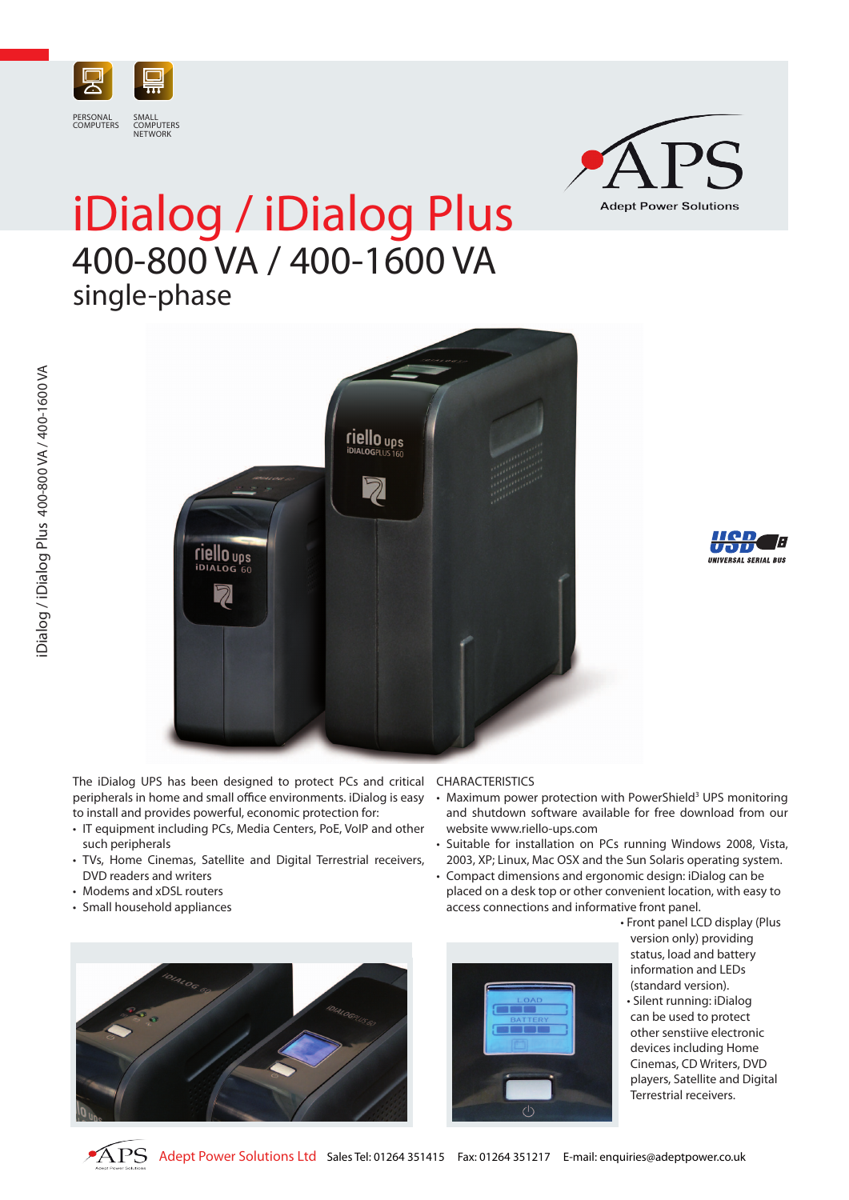PERSONAL COMPUTERS

SMALL COMPUTERS NETWORK

APS
Adept Power Solutions

# iDialog / iDialog Plus

## 400-800 VA / 400-1600 VA

### single-phase

The iDialog UPS has been designed to protect PCs and critical peripherals in home and small office environments. iDialog is easy to install and provides powerful, economic protection for:

- IT equipment including PCs, Media Centers, PoE, VoIP and other such peripherals
- TVs, Home Cinemas, Satellite and Digital Terrestrial receivers, DVD readers and writers
- Modems and xDSL routers
- Small household appliances

CHARACTERISTICS

- Maximum power protection with PowerShield[3] UPS monitoring and shutdown software available for free download from our website www.riello-ups.com
- Suitable for installation on PCs running Windows 2008, Vista, 2003, XP; Linux, Mac OSX and the Sun Solaris operating system.
- Compact dimensions and ergonomic design: iDialog can be placed on a desk top or other convenient location, with easy to access connections and informative front panel.
- Front panel LCD display (Plus version only) providing status, load and battery information and LEDs (standard version).
- Silent running: iDialog can be used to protect other senstiive electronic devices including Home Cinemas, CD Writers, DVD players, Satellite and Digital Terrestrial receivers.

Adept Power Solutions Ltd Sales Tel: 01264 351415 Fax: 01264 351217 E-mail: enquiries@adeptpower.co.uk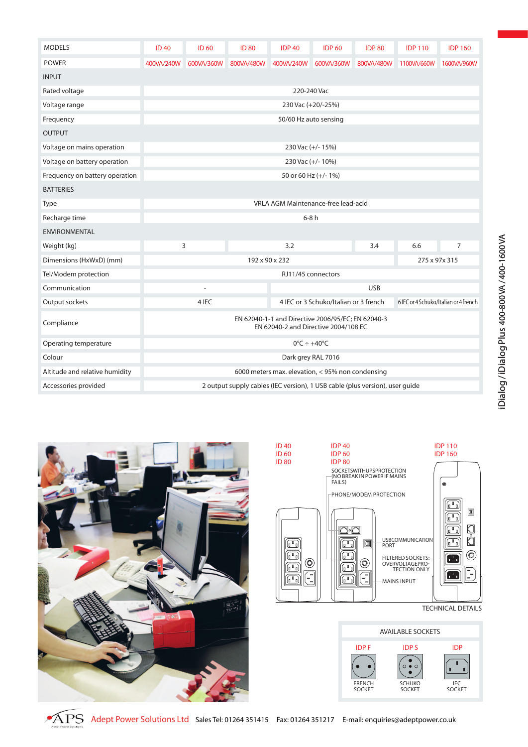| MODELS | ID 40 | ID 60 | ID 80 | IDP 40 | IDP 60 | IDP 80 | IDP 110 | IDP 160 |
|---|---|---|---|---|---|---|---|---|
| POWER | 400VA/240W | 600VA/360W | 800VA/480W | 400VA/240W | 600VA/360W | 800VA/480W | 1100VA/660W | 1600VA/960W |
| INPUT | | | | | | | | |
| Rated voltage | 220-240 Vac | | | | | | | |
| Voltage range | 230 Vac (+20/-25%) | | | | | | | |
| Frequency | 50/60 Hz auto sensing | | | | | | | |
| OUTPUT | | | | | | | | |
| Voltage on mains operation | 230 Vac (+/- 15%) | | | | | | | |
| Voltage on battery operation | 230 Vac (+/- 10%) | | | | | | | |
| Frequency on battery operation | 50 or 60 Hz (+/- 1%) | | | | | | | |
| BATTERIES | | | | | | | | |
| Type | VRLA AGM Maintenance-free lead-acid | | | | | | | |
| Recharge time | 6-8 h | | | | | | | |
| ENVIRONMENTAL | | | | | | | | |
| Weight (kg) | 3 | | 3.2 | | | 3.4 | 6.6 | 7 |
| Dimensions (HxWxD) (mm) | 192 x 90 x 232 | | | | | | 275 x 97x 315 | |
| Tel/Modem protection | RJ11/45 connectors | | | | | | | |
| Communication | - | | | USB | | | | |
| Output sockets | 4 IEC | | | 4 IEC or 3 Schuko/Italian or 3 french | | | 6 IEC or 4 Schuko/Italian or 4 french | |
| Compliance | EN 62040-1-1 and Directive 2006/95/EC; EN 62040-3 EN 62040-2 and Directive 2004/108 EC | | | | | | | |
| Operating temperature | 0°C ÷ +40°C | | | | | | | |
| Colour | Dark grey RAL 7016 | | | | | | | |
| Altitude and relative humidity | 6000 meters max. elevation, < 95% non condensing | | | | | | | |
| Accessories provided | 2 output supply cables (IEC version), 1 USB cable (plus version), user guide | | | | | | | |

iDialog / iDialog Plus 400-800VA / 400-1600VA

ID 40
ID 60
ID 80

IDP 40
IDP 60
IDP 80

IDP 110
IDP 160

SOCKETS WITH UPS PROTECTION (NO BREAK IN POWER IF MAINS FAILS)

PHONE/MODEM PROTECTION

USB COMMUNICATION PORT

FILTERED SOCKETS: OVERVOLTAGE PROTECTION ONLY

MAINS INPUT

TECHNICAL DETAILS

AVAILABLE SOCKETS

IDP F — FRENCH SOCKET

IDP S — SCHUKO SOCKET

IDP — IEC SOCKET

APS Adept Power Solutions Ltd Sales Tel: 01264 351415 Fax: 01264 351217 E-mail: enquiries@adeptpower.co.uk